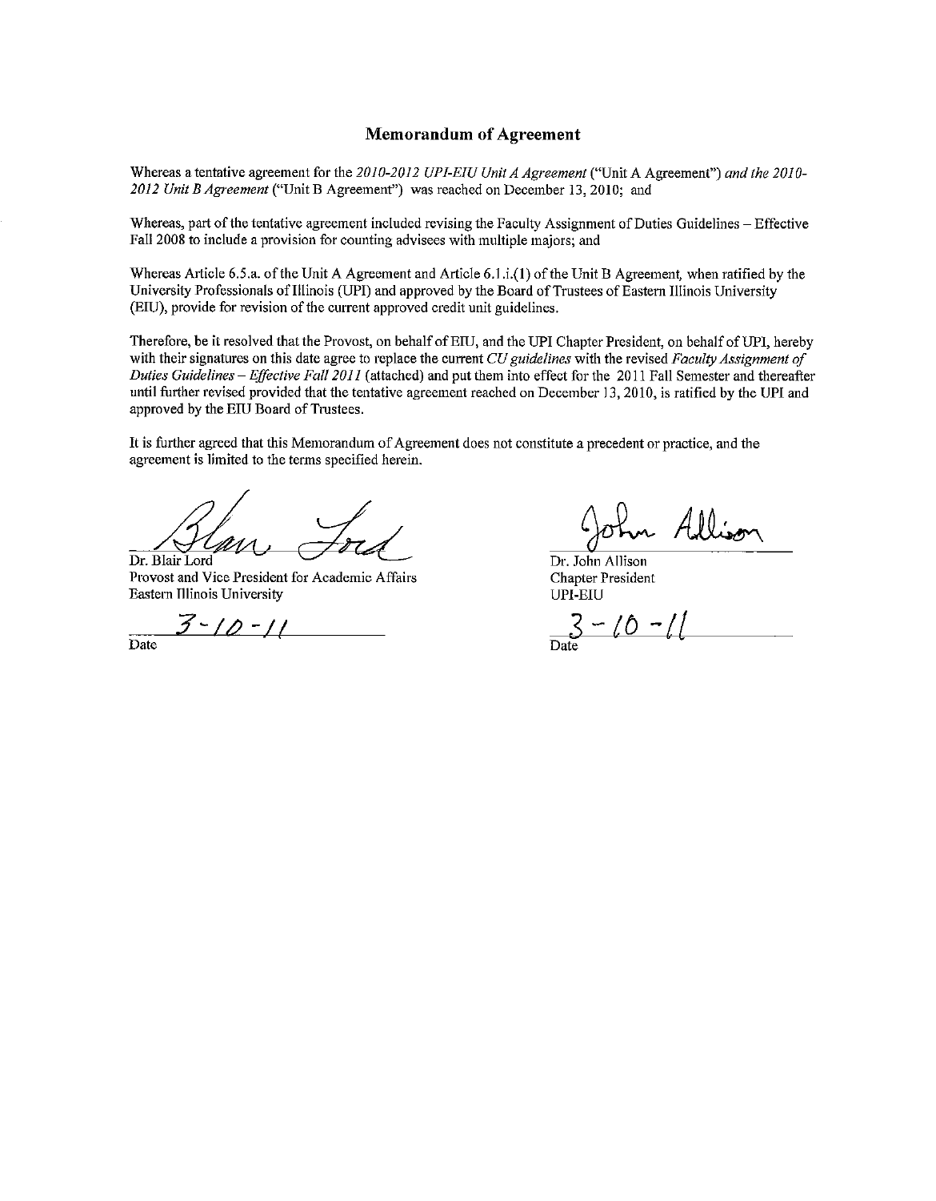# Memorandum of Agreement

Whereas a tentative agreement for the *2010-2012 UPI-EIU Unit A Agreement* ("Unit A Agreement") *and the 2010-2012 Unit B Agreement* ("Unit B Agreement") was reached on December 13, 2010; and

Whereas, part of the tentative agreement included revising the Faculty Assignment of Duties Guidelines – Effective Fall 2008 to include a provision for counting advisees with multiple majors; and

Whereas Article 6.5.a. of the Unit A Agreement and Article 6.1.i.(1) of the Unit B Agreement, when ratified by the University Professionals of Illinois (UPI) and approved by the Board of Trustees of Eastern Illinois University (EIU), provide for revision of the current approved credit unit guidelines.

Therefore, be it resolved that the Provost, on behalf of EIU, and the UPI Chapter President, on behalf of UPI, hereby with their signatures on this date agree to replace the current *CU guidelines* with the revised *Faculty Assignment of Duties Guidelines – Effective Fall 2011* (attached) and put them into effect for the 2011 Fall Semester and thereafter until further revised provided that the tentative agreement reached on December 13, 2010, is ratified by the UPI and approved by the EIU Board of Trustees.

It is further agreed that this Memorandum of Agreement does not constitute a precedent or practice, and the agreement is limited to the terms specified herein.

Blair Lord

Dr. Blair Lord
Provost and Vice President for Academic Affairs
Eastern Illinois University

3-10-11
Date

John Allison

Dr. John Allison
Chapter President
UPI-EIU

3-10-11
Date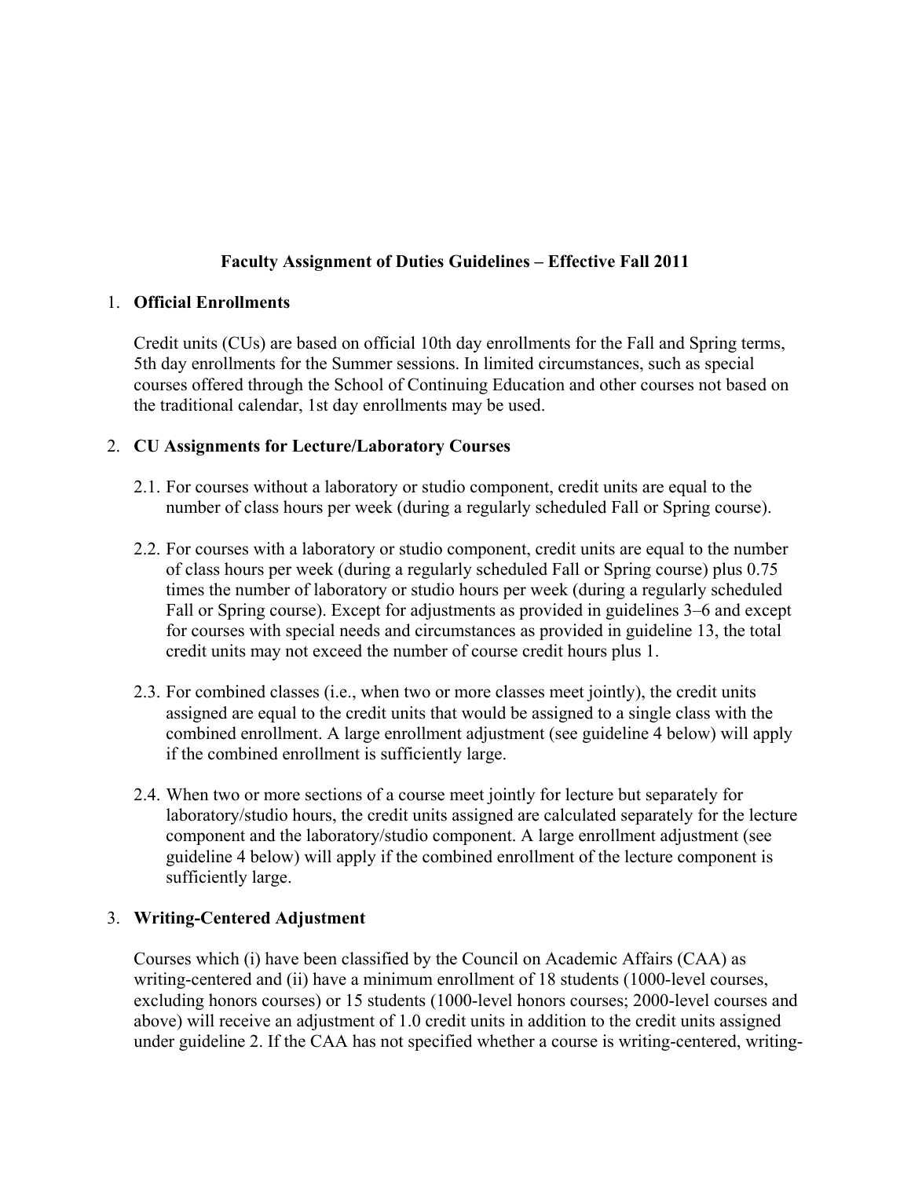# Faculty Assignment of Duties Guidelines – Effective Fall 2011

1. **Official Enrollments**

   Credit units (CUs) are based on official 10th day enrollments for the Fall and Spring terms, 5th day enrollments for the Summer sessions. In limited circumstances, such as special courses offered through the School of Continuing Education and other courses not based on the traditional calendar, 1st day enrollments may be used.

2. **CU Assignments for Lecture/Laboratory Courses**

   2.1. For courses without a laboratory or studio component, credit units are equal to the number of class hours per week (during a regularly scheduled Fall or Spring course).

   2.2. For courses with a laboratory or studio component, credit units are equal to the number of class hours per week (during a regularly scheduled Fall or Spring course) plus 0.75 times the number of laboratory or studio hours per week (during a regularly scheduled Fall or Spring course). Except for adjustments as provided in guidelines 3–6 and except for courses with special needs and circumstances as provided in guideline 13, the total credit units may not exceed the number of course credit hours plus 1.

   2.3. For combined classes (i.e., when two or more classes meet jointly), the credit units assigned are equal to the credit units that would be assigned to a single class with the combined enrollment. A large enrollment adjustment (see guideline 4 below) will apply if the combined enrollment is sufficiently large.

   2.4. When two or more sections of a course meet jointly for lecture but separately for laboratory/studio hours, the credit units assigned are calculated separately for the lecture component and the laboratory/studio component. A large enrollment adjustment (see guideline 4 below) will apply if the combined enrollment of the lecture component is sufficiently large.

3. **Writing-Centered Adjustment**

   Courses which (i) have been classified by the Council on Academic Affairs (CAA) as writing-centered and (ii) have a minimum enrollment of 18 students (1000-level courses, excluding honors courses) or 15 students (1000-level honors courses; 2000-level courses and above) will receive an adjustment of 1.0 credit units in addition to the credit units assigned under guideline 2. If the CAA has not specified whether a course is writing-centered, writing-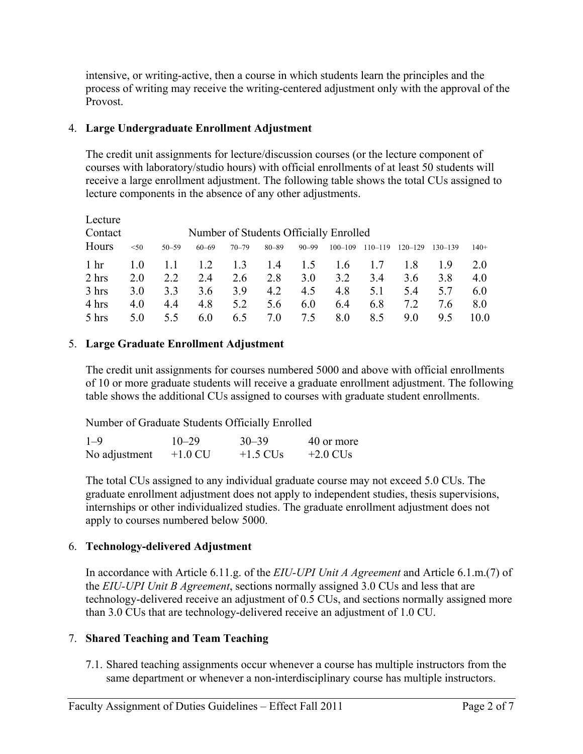intensive, or writing-active, then a course in which students learn the principles and the process of writing may receive the writing-centered adjustment only with the approval of the Provost.

4. **Large Undergraduate Enrollment Adjustment**

   The credit unit assignments for lecture/discussion courses (or the lecture component of courses with laboratory/studio hours) with official enrollments of at least 50 students will receive a large enrollment adjustment. The following table shows the total CUs assigned to lecture components in the absence of any other adjustments.

| Lecture Contact Hours | Number of Students Officially Enrolled | | | | | | | | | | |
|---|---|---|---|---|---|---|---|---|---|---|---|
| | <50 | 50–59 | 60–69 | 70–79 | 80–89 | 90–99 | 100–109 | 110–119 | 120–129 | 130–139 | 140+ |
| 1 hr | 1.0 | 1.1 | 1.2 | 1.3 | 1.4 | 1.5 | 1.6 | 1.7 | 1.8 | 1.9 | 2.0 |
| 2 hrs | 2.0 | 2.2 | 2.4 | 2.6 | 2.8 | 3.0 | 3.2 | 3.4 | 3.6 | 3.8 | 4.0 |
| 3 hrs | 3.0 | 3.3 | 3.6 | 3.9 | 4.2 | 4.5 | 4.8 | 5.1 | 5.4 | 5.7 | 6.0 |
| 4 hrs | 4.0 | 4.4 | 4.8 | 5.2 | 5.6 | 6.0 | 6.4 | 6.8 | 7.2 | 7.6 | 8.0 |
| 5 hrs | 5.0 | 5.5 | 6.0 | 6.5 | 7.0 | 7.5 | 8.0 | 8.5 | 9.0 | 9.5 | 10.0 |

5. **Large Graduate Enrollment Adjustment**

   The credit unit assignments for courses numbered 5000 and above with official enrollments of 10 or more graduate students will receive a graduate enrollment adjustment. The following table shows the additional CUs assigned to courses with graduate student enrollments.

   Number of Graduate Students Officially Enrolled

| 1–9 | 10–29 | 30–39 | 40 or more |
|---|---|---|---|
| No adjustment | +1.0 CU | +1.5 CUs | +2.0 CUs |

   The total CUs assigned to any individual graduate course may not exceed 5.0 CUs. The graduate enrollment adjustment does not apply to independent studies, thesis supervisions, internships or other individualized studies. The graduate enrollment adjustment does not apply to courses numbered below 5000.

6. **Technology-delivered Adjustment**

   In accordance with Article 6.11.g. of the *EIU-UPI Unit A Agreement* and Article 6.1.m.(7) of the *EIU-UPI Unit B Agreement*, sections normally assigned 3.0 CUs and less that are technology-delivered receive an adjustment of 0.5 CUs, and sections normally assigned more than 3.0 CUs that are technology-delivered receive an adjustment of 1.0 CU.

7. **Shared Teaching and Team Teaching**

   7.1. Shared teaching assignments occur whenever a course has multiple instructors from the same department or whenever a non-interdisciplinary course has multiple instructors.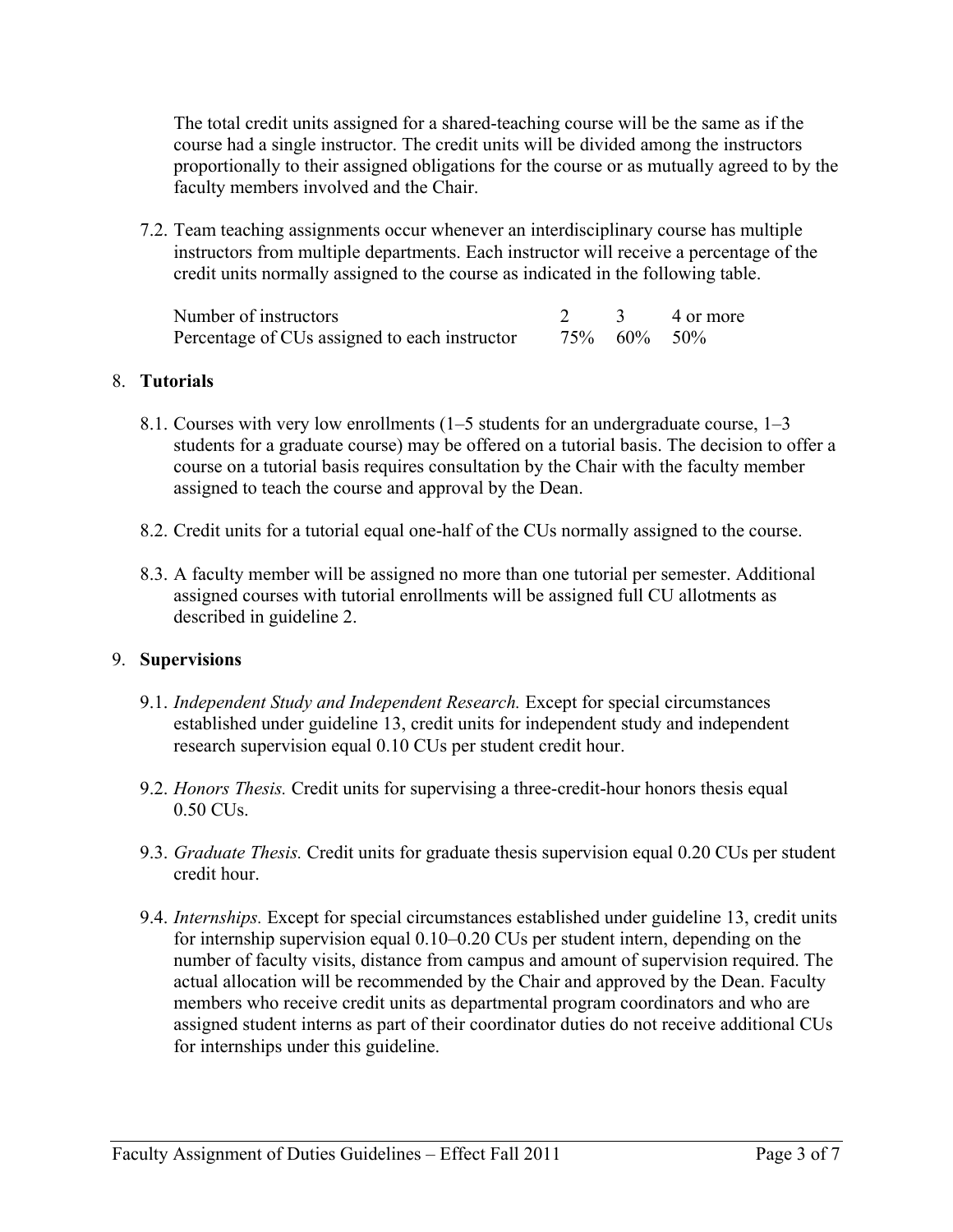The total credit units assigned for a shared-teaching course will be the same as if the course had a single instructor. The credit units will be divided among the instructors proportionally to their assigned obligations for the course or as mutually agreed to by the faculty members involved and the Chair.

7.2. Team teaching assignments occur whenever an interdisciplinary course has multiple instructors from multiple departments. Each instructor will receive a percentage of the credit units normally assigned to the course as indicated in the following table.

| Number of instructors | 2 | 3 | 4 or more |
|---|---|---|---|
| Percentage of CUs assigned to each instructor | 75% | 60% | 50% |

## 8. **Tutorials**

8.1. Courses with very low enrollments (1–5 students for an undergraduate course, 1–3 students for a graduate course) may be offered on a tutorial basis. The decision to offer a course on a tutorial basis requires consultation by the Chair with the faculty member assigned to teach the course and approval by the Dean.

8.2. Credit units for a tutorial equal one-half of the CUs normally assigned to the course.

8.3. A faculty member will be assigned no more than one tutorial per semester. Additional assigned courses with tutorial enrollments will be assigned full CU allotments as described in guideline 2.

## 9. **Supervisions**

9.1. *Independent Study and Independent Research.* Except for special circumstances established under guideline 13, credit units for independent study and independent research supervision equal 0.10 CUs per student credit hour.

9.2. *Honors Thesis.* Credit units for supervising a three-credit-hour honors thesis equal 0.50 CUs.

9.3. *Graduate Thesis.* Credit units for graduate thesis supervision equal 0.20 CUs per student credit hour.

9.4. *Internships.* Except for special circumstances established under guideline 13, credit units for internship supervision equal 0.10–0.20 CUs per student intern, depending on the number of faculty visits, distance from campus and amount of supervision required. The actual allocation will be recommended by the Chair and approved by the Dean. Faculty members who receive credit units as departmental program coordinators and who are assigned student interns as part of their coordinator duties do not receive additional CUs for internships under this guideline.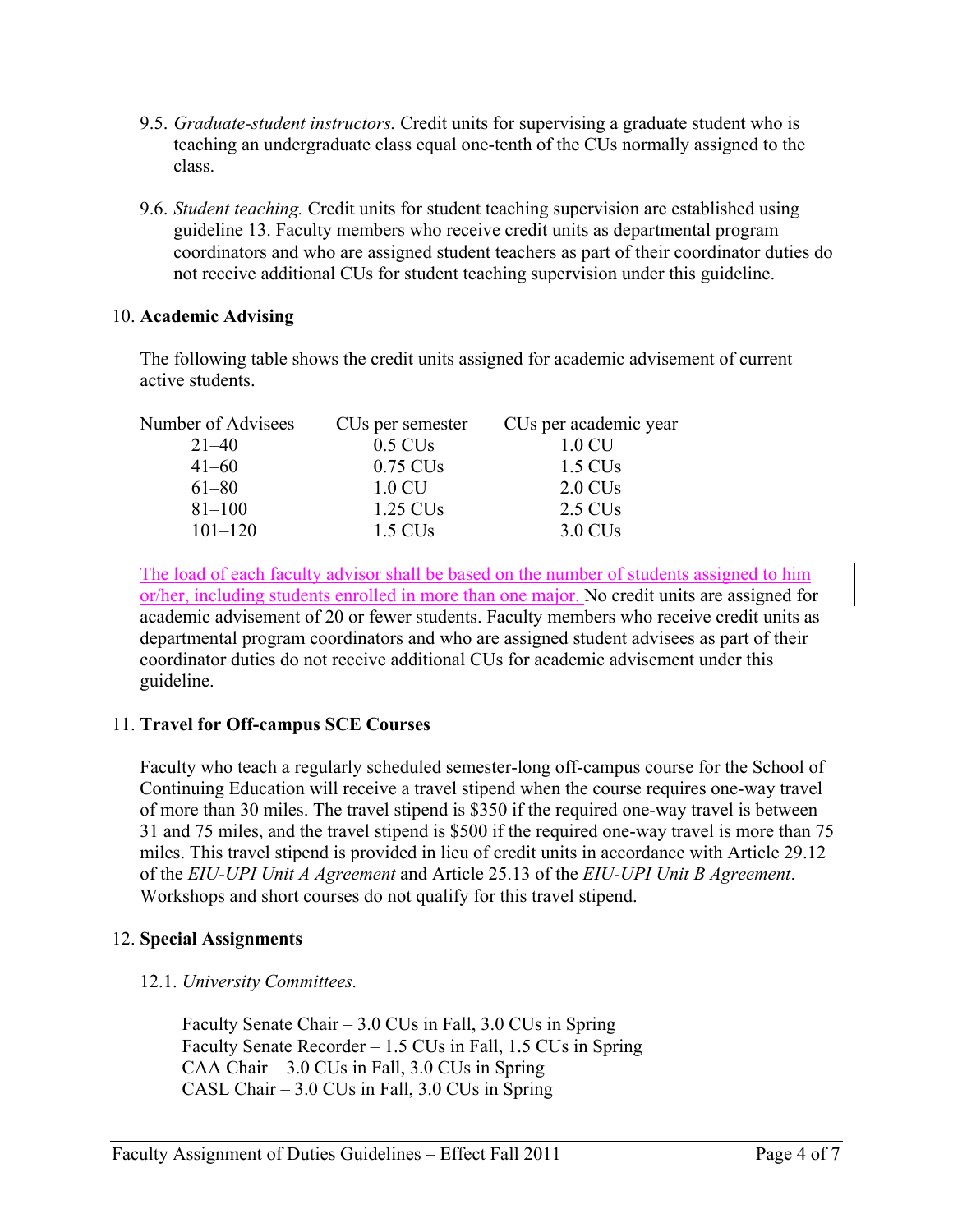9.5. *Graduate-student instructors.* Credit units for supervising a graduate student who is teaching an undergraduate class equal one-tenth of the CUs normally assigned to the class.

9.6. *Student teaching.* Credit units for student teaching supervision are established using guideline 13. Faculty members who receive credit units as departmental program coordinators and who are assigned student teachers as part of their coordinator duties do not receive additional CUs for student teaching supervision under this guideline.

10. **Academic Advising**

The following table shows the credit units assigned for academic advisement of current active students.

| Number of Advisees | CUs per semester | CUs per academic year |
|---|---|---|
| 21–40 | 0.5 CUs | 1.0 CU |
| 41–60 | 0.75 CUs | 1.5 CUs |
| 61–80 | 1.0 CU | 2.0 CUs |
| 81–100 | 1.25 CUs | 2.5 CUs |
| 101–120 | 1.5 CUs | 3.0 CUs |

The load of each faculty advisor shall be based on the number of students assigned to him or/her, including students enrolled in more than one major. No credit units are assigned for academic advisement of 20 or fewer students. Faculty members who receive credit units as departmental program coordinators and who are assigned student advisees as part of their coordinator duties do not receive additional CUs for academic advisement under this guideline.

11. **Travel for Off-campus SCE Courses**

Faculty who teach a regularly scheduled semester-long off-campus course for the School of Continuing Education will receive a travel stipend when the course requires one-way travel of more than 30 miles. The travel stipend is $350 if the required one-way travel is between 31 and 75 miles, and the travel stipend is $500 if the required one-way travel is more than 75 miles. This travel stipend is provided in lieu of credit units in accordance with Article 29.12 of the *EIU-UPI Unit A Agreement* and Article 25.13 of the *EIU-UPI Unit B Agreement*. Workshops and short courses do not qualify for this travel stipend.

12. **Special Assignments**

12.1. *University Committees.*

Faculty Senate Chair – 3.0 CUs in Fall, 3.0 CUs in Spring
Faculty Senate Recorder – 1.5 CUs in Fall, 1.5 CUs in Spring
CAA Chair – 3.0 CUs in Fall, 3.0 CUs in Spring
CASL Chair – 3.0 CUs in Fall, 3.0 CUs in Spring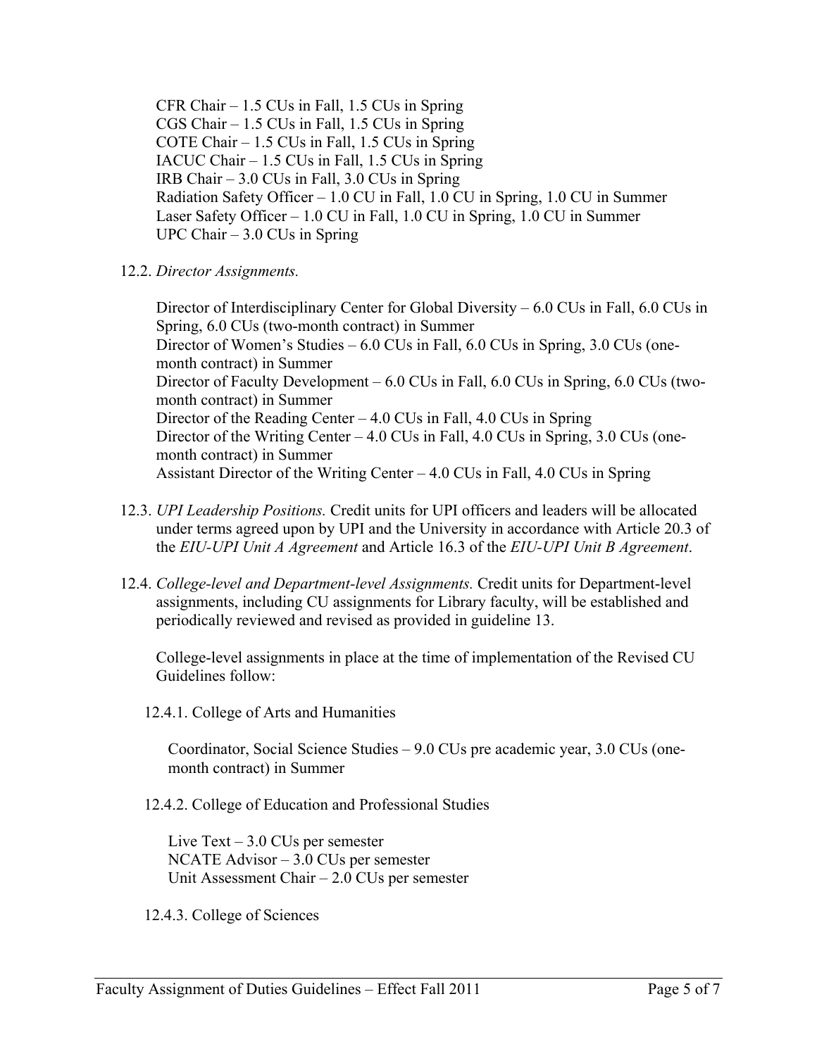CFR Chair – 1.5 CUs in Fall, 1.5 CUs in Spring
CGS Chair – 1.5 CUs in Fall, 1.5 CUs in Spring
COTE Chair – 1.5 CUs in Fall, 1.5 CUs in Spring
IACUC Chair – 1.5 CUs in Fall, 1.5 CUs in Spring
IRB Chair – 3.0 CUs in Fall, 3.0 CUs in Spring
Radiation Safety Officer – 1.0 CU in Fall, 1.0 CU in Spring, 1.0 CU in Summer
Laser Safety Officer – 1.0 CU in Fall, 1.0 CU in Spring, 1.0 CU in Summer
UPC Chair – 3.0 CUs in Spring

12.2. *Director Assignments.*

Director of Interdisciplinary Center for Global Diversity – 6.0 CUs in Fall, 6.0 CUs in Spring, 6.0 CUs (two-month contract) in Summer
Director of Women's Studies – 6.0 CUs in Fall, 6.0 CUs in Spring, 3.0 CUs (one-month contract) in Summer
Director of Faculty Development – 6.0 CUs in Fall, 6.0 CUs in Spring, 6.0 CUs (two-month contract) in Summer
Director of the Reading Center – 4.0 CUs in Fall, 4.0 CUs in Spring
Director of the Writing Center – 4.0 CUs in Fall, 4.0 CUs in Spring, 3.0 CUs (one-month contract) in Summer
Assistant Director of the Writing Center – 4.0 CUs in Fall, 4.0 CUs in Spring

12.3. *UPI Leadership Positions.* Credit units for UPI officers and leaders will be allocated under terms agreed upon by UPI and the University in accordance with Article 20.3 of the *EIU-UPI Unit A Agreement* and Article 16.3 of the *EIU-UPI Unit B Agreement*.

12.4. *College-level and Department-level Assignments.* Credit units for Department-level assignments, including CU assignments for Library faculty, will be established and periodically reviewed and revised as provided in guideline 13.

College-level assignments in place at the time of implementation of the Revised CU Guidelines follow:

12.4.1. College of Arts and Humanities

Coordinator, Social Science Studies – 9.0 CUs pre academic year, 3.0 CUs (one-month contract) in Summer

12.4.2. College of Education and Professional Studies

Live Text – 3.0 CUs per semester
NCATE Advisor – 3.0 CUs per semester
Unit Assessment Chair – 2.0 CUs per semester

12.4.3. College of Sciences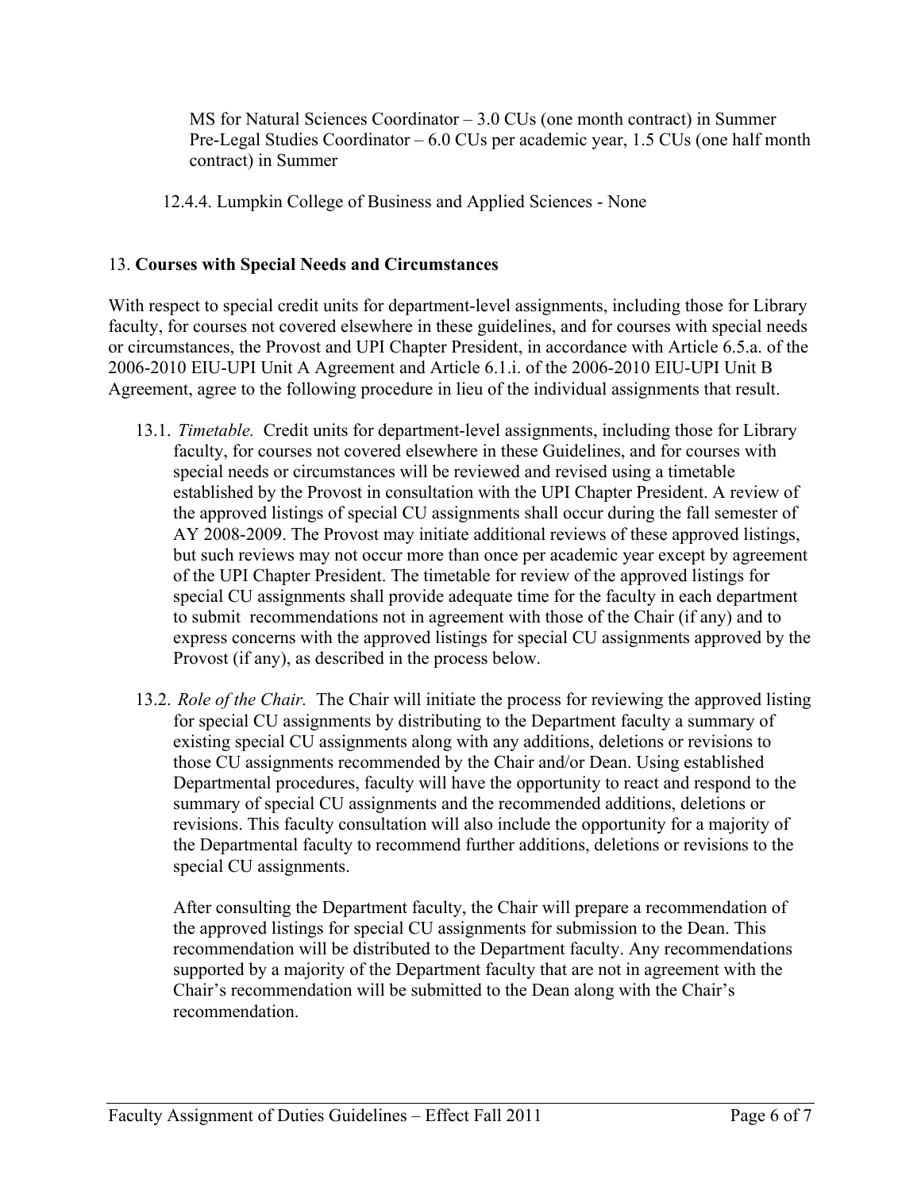MS for Natural Sciences Coordinator – 3.0 CUs (one month contract) in Summer
Pre-Legal Studies Coordinator – 6.0 CUs per academic year, 1.5 CUs (one half month contract) in Summer

12.4.4. Lumpkin College of Business and Applied Sciences - None

## 13. **Courses with Special Needs and Circumstances**

With respect to special credit units for department-level assignments, including those for Library faculty, for courses not covered elsewhere in these guidelines, and for courses with special needs or circumstances, the Provost and UPI Chapter President, in accordance with Article 6.5.a. of the 2006-2010 EIU-UPI Unit A Agreement and Article 6.1.i. of the 2006-2010 EIU-UPI Unit B Agreement, agree to the following procedure in lieu of the individual assignments that result.

13.1. *Timetable.* Credit units for department-level assignments, including those for Library faculty, for courses not covered elsewhere in these Guidelines, and for courses with special needs or circumstances will be reviewed and revised using a timetable established by the Provost in consultation with the UPI Chapter President. A review of the approved listings of special CU assignments shall occur during the fall semester of AY 2008-2009. The Provost may initiate additional reviews of these approved listings, but such reviews may not occur more than once per academic year except by agreement of the UPI Chapter President. The timetable for review of the approved listings for special CU assignments shall provide adequate time for the faculty in each department to submit recommendations not in agreement with those of the Chair (if any) and to express concerns with the approved listings for special CU assignments approved by the Provost (if any), as described in the process below.

13.2. *Role of the Chair.* The Chair will initiate the process for reviewing the approved listing for special CU assignments by distributing to the Department faculty a summary of existing special CU assignments along with any additions, deletions or revisions to those CU assignments recommended by the Chair and/or Dean. Using established Departmental procedures, faculty will have the opportunity to react and respond to the summary of special CU assignments and the recommended additions, deletions or revisions. This faculty consultation will also include the opportunity for a majority of the Departmental faculty to recommend further additions, deletions or revisions to the special CU assignments.

After consulting the Department faculty, the Chair will prepare a recommendation of the approved listings for special CU assignments for submission to the Dean. This recommendation will be distributed to the Department faculty. Any recommendations supported by a majority of the Department faculty that are not in agreement with the Chair's recommendation will be submitted to the Dean along with the Chair's recommendation.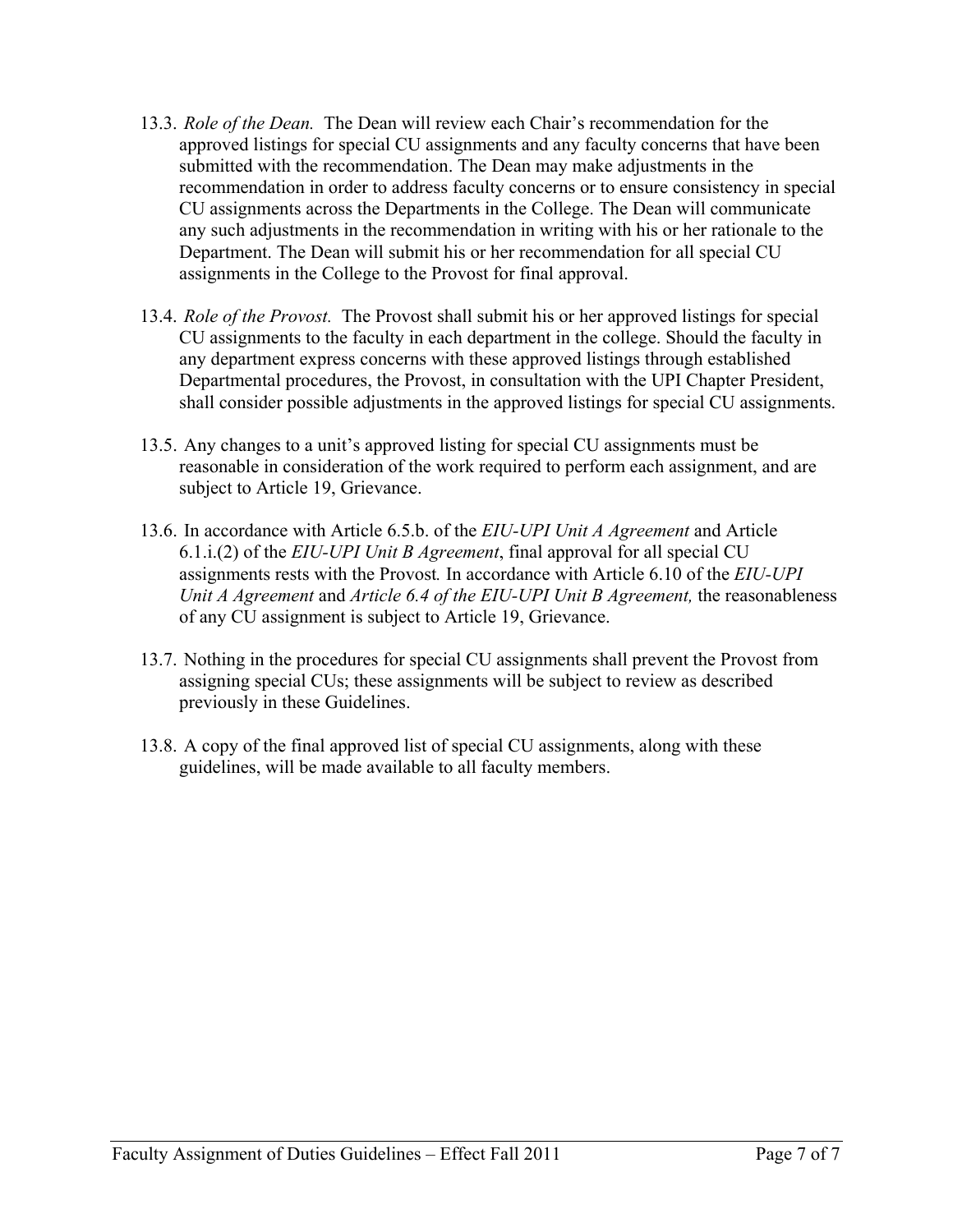13.3. *Role of the Dean.* The Dean will review each Chair's recommendation for the approved listings for special CU assignments and any faculty concerns that have been submitted with the recommendation. The Dean may make adjustments in the recommendation in order to address faculty concerns or to ensure consistency in special CU assignments across the Departments in the College. The Dean will communicate any such adjustments in the recommendation in writing with his or her rationale to the Department. The Dean will submit his or her recommendation for all special CU assignments in the College to the Provost for final approval.

13.4. *Role of the Provost.* The Provost shall submit his or her approved listings for special CU assignments to the faculty in each department in the college. Should the faculty in any department express concerns with these approved listings through established Departmental procedures, the Provost, in consultation with the UPI Chapter President, shall consider possible adjustments in the approved listings for special CU assignments.

13.5. Any changes to a unit's approved listing for special CU assignments must be reasonable in consideration of the work required to perform each assignment, and are subject to Article 19, Grievance.

13.6. In accordance with Article 6.5.b. of the *EIU-UPI Unit A Agreement* and Article 6.1.i.(2) of the *EIU-UPI Unit B Agreement*, final approval for all special CU assignments rests with the Provost. In accordance with Article 6.10 of the *EIU-UPI Unit A Agreement* and *Article 6.4 of the EIU-UPI Unit B Agreement,* the reasonableness of any CU assignment is subject to Article 19, Grievance.

13.7. Nothing in the procedures for special CU assignments shall prevent the Provost from assigning special CUs; these assignments will be subject to review as described previously in these Guidelines.

13.8. A copy of the final approved list of special CU assignments, along with these guidelines, will be made available to all faculty members.